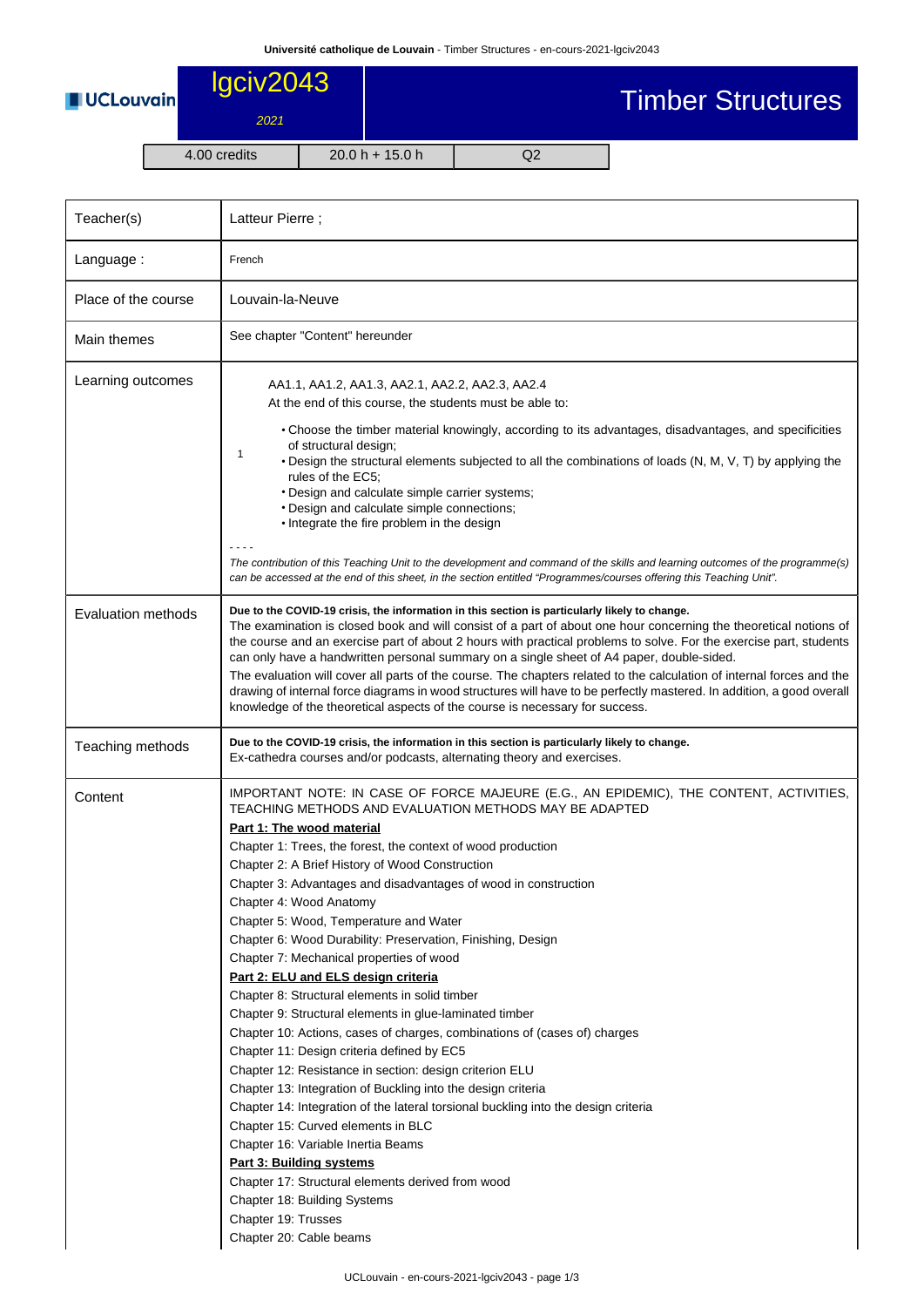# lgciv2043 — Timber Structures

UCLouvain

2021

| 4.00 credits | 20.0 h + 15.0 h | Q2 |
| --- | --- | --- |

| | |
| --- | --- |
| Teacher(s) | Latteur Pierre ; |
| Language : | French |
| Place of the course | Louvain-la-Neuve |
| Main themes | See chapter "Content" hereunder |
| Learning outcomes | AA1.1, AA1.2, AA1.3, AA2.1, AA2.2, AA2.3, AA2.4<br>At the end of this course, the students must be able to:<br>1<br>• Choose the timber material knowingly, according to its advantages, disadvantages, and specificities of structural design;<br>• Design the structural elements subjected to all the combinations of loads (N, M, V, T) by applying the rules of the EC5;<br>• Design and calculate simple carrier systems;<br>• Design and calculate simple connections;<br>• Integrate the fire problem in the design<br>- - - -<br>*The contribution of this Teaching Unit to the development and command of the skills and learning outcomes of the programme(s) can be accessed at the end of this sheet, in the section entitled "Programmes/courses offering this Teaching Unit".* |
| Evaluation methods | **Due to the COVID-19 crisis, the information in this section is particularly likely to change.**<br>The examination is closed book and will consist of a part of about one hour concerning the theoretical notions of the course and an exercise part of about 2 hours with practical problems to solve. For the exercise part, students can only have a handwritten personal summary on a single sheet of A4 paper, double-sided.<br>The evaluation will cover all parts of the course. The chapters related to the calculation of internal forces and the drawing of internal force diagrams in wood structures will have to be perfectly mastered. In addition, a good overall knowledge of the theoretical aspects of the course is necessary for success. |
| Teaching methods | **Due to the COVID-19 crisis, the information in this section is particularly likely to change.**<br>Ex-cathedra courses and/or podcasts, alternating theory and exercises. |
| Content | IMPORTANT NOTE: IN CASE OF FORCE MAJEURE (E.G., AN EPIDEMIC), THE CONTENT, ACTIVITIES, TEACHING METHODS AND EVALUATION METHODS MAY BE ADAPTED<br>**Part 1: The wood material**<br>Chapter 1: Trees, the forest, the context of wood production<br>Chapter 2: A Brief History of Wood Construction<br>Chapter 3: Advantages and disadvantages of wood in construction<br>Chapter 4: Wood Anatomy<br>Chapter 5: Wood, Temperature and Water<br>Chapter 6: Wood Durability: Preservation, Finishing, Design<br>Chapter 7: Mechanical properties of wood<br>**Part 2: ELU and ELS design criteria**<br>Chapter 8: Structural elements in solid timber<br>Chapter 9: Structural elements in glue-laminated timber<br>Chapter 10: Actions, cases of charges, combinations of (cases of) charges<br>Chapter 11: Design criteria defined by EC5<br>Chapter 12: Resistance in section: design criterion ELU<br>Chapter 13: Integration of Buckling into the design criteria<br>Chapter 14: Integration of the lateral torsional buckling into the design criteria<br>Chapter 15: Curved elements in BLC<br>Chapter 16: Variable Inertia Beams<br>**Part 3: Building systems**<br>Chapter 17: Structural elements derived from wood<br>Chapter 18: Building Systems<br>Chapter 19: Trusses<br>Chapter 20: Cable beams |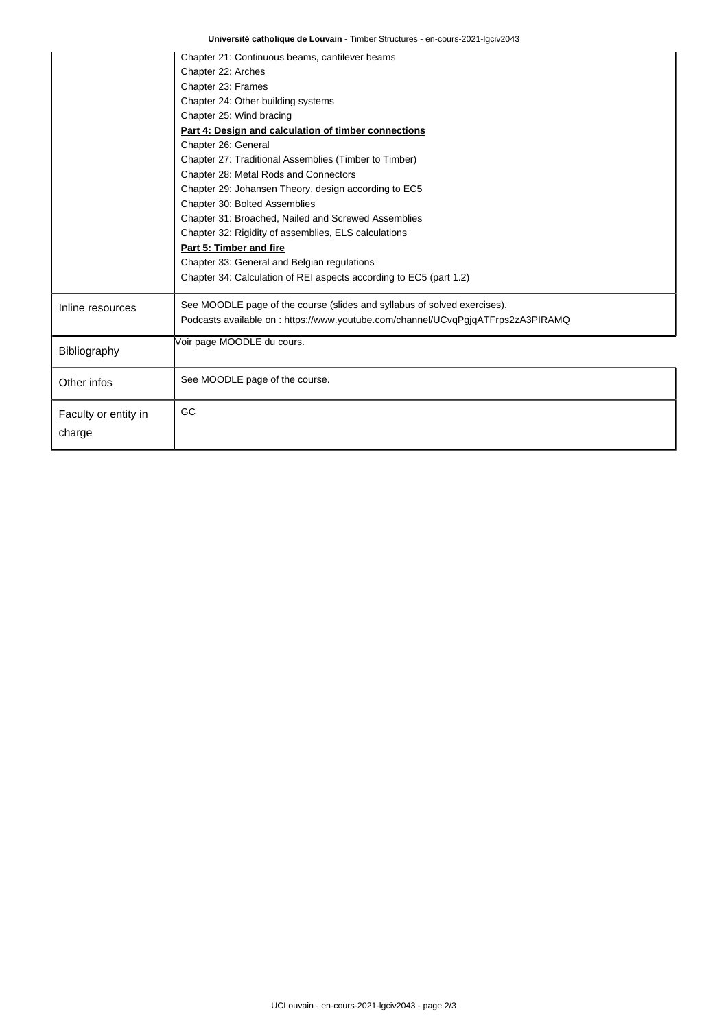|  |  |
|---|---|
|  | Chapter 21: Continuous beams, cantilever beams<br>Chapter 22: Arches<br>Chapter 23: Frames<br>Chapter 24: Other building systems<br>Chapter 25: Wind bracing<br>**Part 4: Design and calculation of timber connections**<br>Chapter 26: General<br>Chapter 27: Traditional Assemblies (Timber to Timber)<br>Chapter 28: Metal Rods and Connectors<br>Chapter 29: Johansen Theory, design according to EC5<br>Chapter 30: Bolted Assemblies<br>Chapter 31: Broached, Nailed and Screwed Assemblies<br>Chapter 32: Rigidity of assemblies, ELS calculations<br>**Part 5: Timber and fire**<br>Chapter 33: General and Belgian regulations<br>Chapter 34: Calculation of REI aspects according to EC5 (part 1.2) |
| Inline resources | See MOODLE page of the course (slides and syllabus of solved exercises).<br>Podcasts available on : https://www.youtube.com/channel/UCvqPgjqATFrps2zA3PIRAMQ |
| Bibliography | Voir page MOODLE du cours. |
| Other infos | See MOODLE page of the course. |
| Faculty or entity in charge | GC |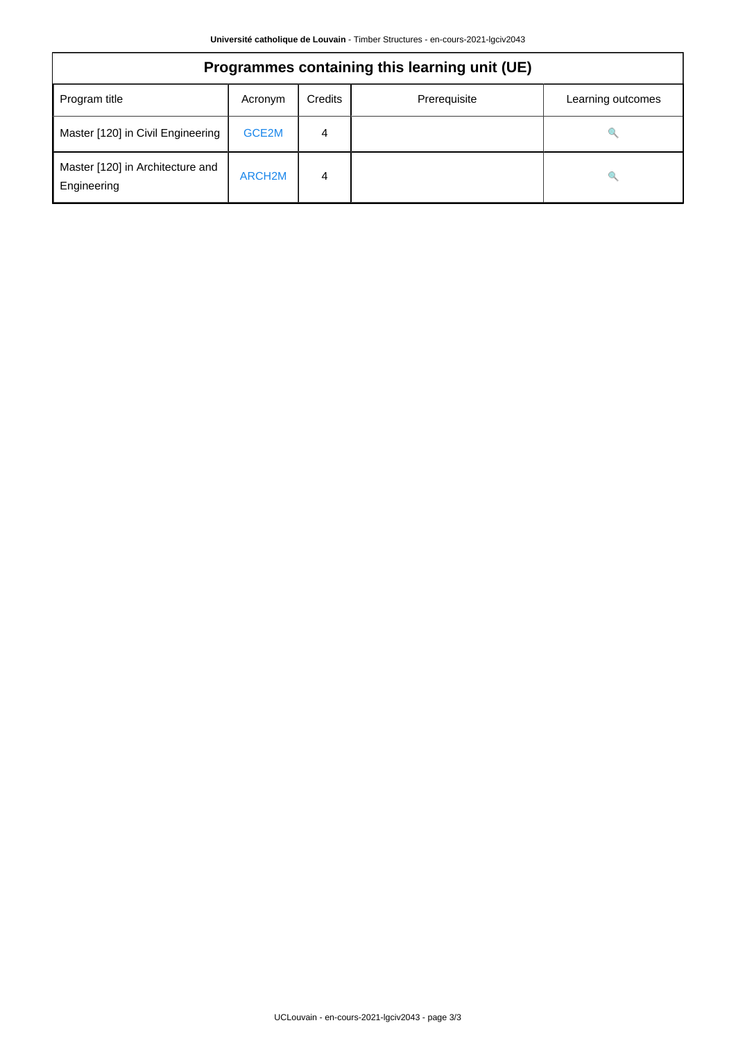## Programmes containing this learning unit (UE)

| Program title | Acronym | Credits | Prerequisite | Learning outcomes |
|---|---|---|---|---|
| Master [120] in Civil Engineering | GCE2M | 4 | | 🔍 |
| Master [120] in Architecture and Engineering | ARCH2M | 4 | | 🔍 |